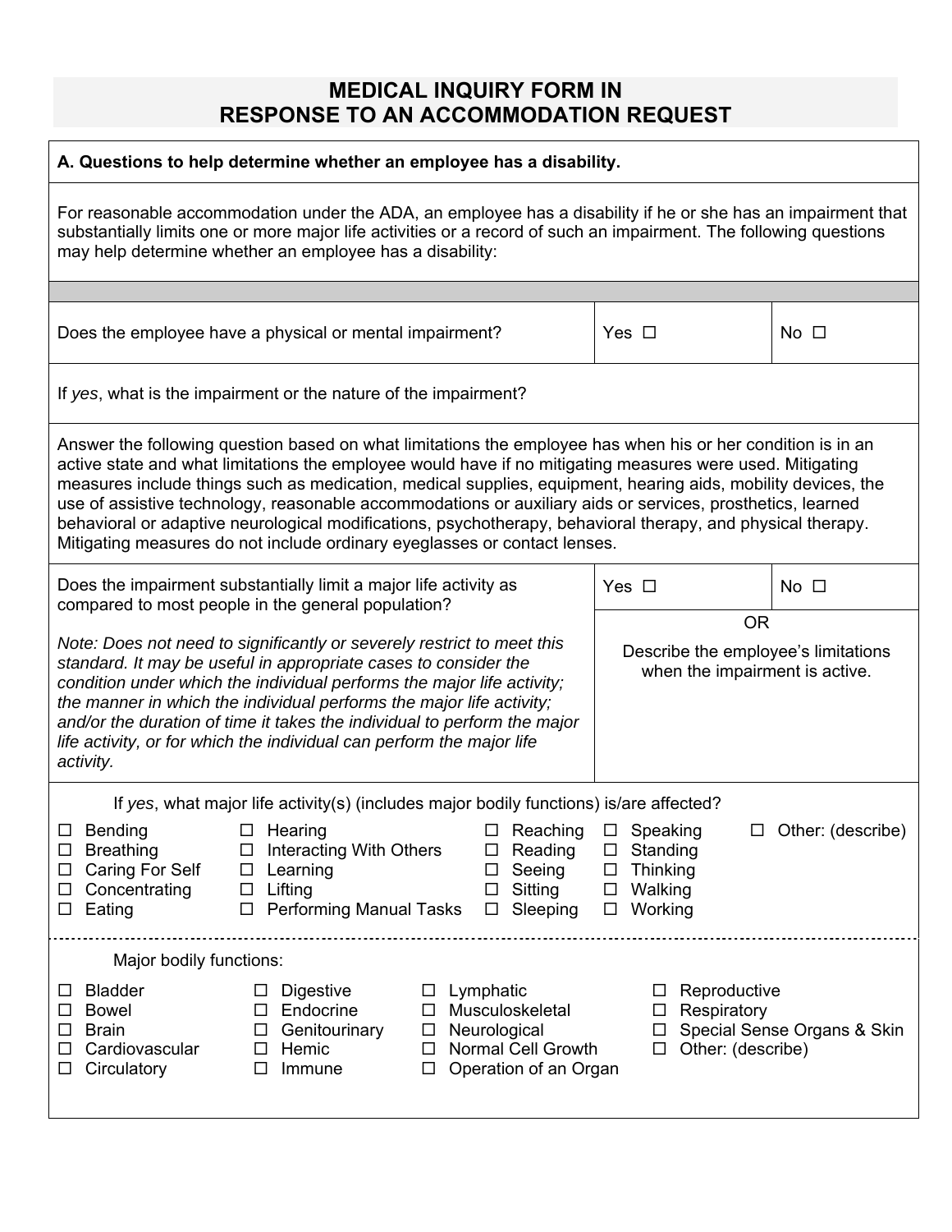# MEDICAL INQUIRY FORM IN RESPONSE TO AN ACCOMMODATION REQUEST

**A. Questions to help determine whether an employee has a disability.**

For reasonable accommodation under the ADA, an employee has a disability if he or she has an impairment that substantially limits one or more major life activities or a record of such an impairment. The following questions may help determine whether an employee has a disability:

| Does the employee have a physical or mental impairment? | Yes ☐ | No ☐ |
| --- | --- | --- |

If *yes*, what is the impairment or the nature of the impairment?

Answer the following question based on what limitations the employee has when his or her condition is in an active state and what limitations the employee would have if no mitigating measures were used. Mitigating measures include things such as medication, medical supplies, equipment, hearing aids, mobility devices, the use of assistive technology, reasonable accommodations or auxiliary aids or services, prosthetics, learned behavioral or adaptive neurological modifications, psychotherapy, behavioral therapy, and physical therapy. Mitigating measures do not include ordinary eyeglasses or contact lenses.

| Does the impairment substantially limit a major life activity as compared to most people in the general population? | Yes ☐ | No ☐ |
| --- | --- | --- |
| *Note: Does not need to significantly or severely restrict to meet this standard. It may be useful in appropriate cases to consider the condition under which the individual performs the major life activity; the manner in which the individual performs the major life activity; and/or the duration of time it takes the individual to perform the major life activity, or for which the individual can perform the major life activity.* | OR<br>Describe the employee's limitations when the impairment is active. | |

If *yes*, what major life activity(s) (includes major bodily functions) is/are affected?

- ☐ Bending
- ☐ Breathing
- ☐ Caring For Self
- ☐ Concentrating
- ☐ Eating
- ☐ Hearing
- ☐ Interacting With Others
- ☐ Learning
- ☐ Lifting
- ☐ Performing Manual Tasks
- ☐ Reaching
- ☐ Reading
- ☐ Seeing
- ☐ Sitting
- ☐ Sleeping
- ☐ Speaking
- ☐ Standing
- ☐ Thinking
- ☐ Walking
- ☐ Working
- ☐ Other: (describe)

Major bodily functions:

- ☐ Bladder
- ☐ Bowel
- ☐ Brain
- ☐ Cardiovascular
- ☐ Circulatory
- ☐ Digestive
- ☐ Endocrine
- ☐ Genitourinary
- ☐ Hemic
- ☐ Immune
- ☐ Lymphatic
- ☐ Musculoskeletal
- ☐ Neurological
- ☐ Normal Cell Growth
- ☐ Operation of an Organ
- ☐ Reproductive
- ☐ Respiratory
- ☐ Special Sense Organs & Skin
- ☐ Other: (describe)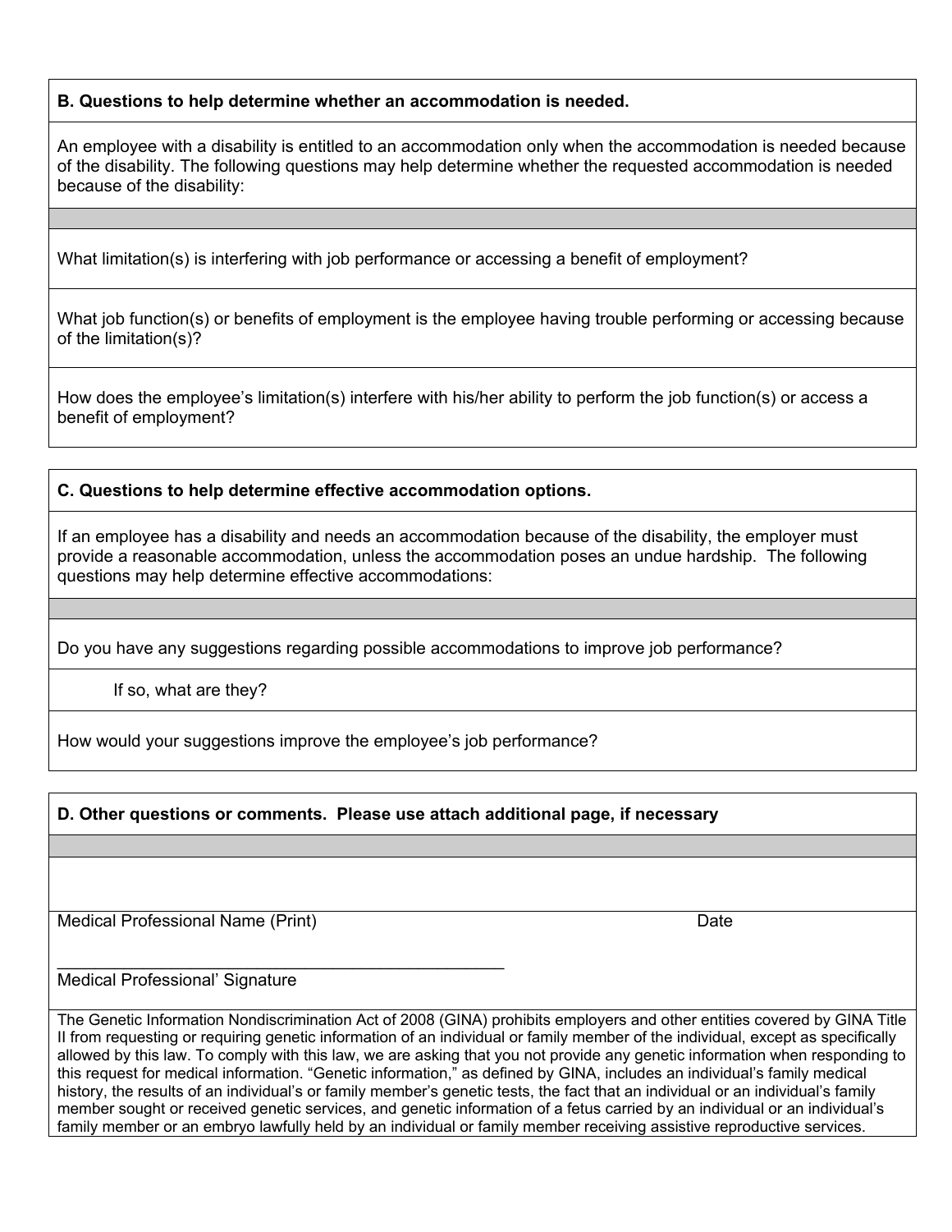**B. Questions to help determine whether an accommodation is needed.**

An employee with a disability is entitled to an accommodation only when the accommodation is needed because of the disability. The following questions may help determine whether the requested accommodation is needed because of the disability:

What limitation(s) is interfering with job performance or accessing a benefit of employment?

What job function(s) or benefits of employment is the employee having trouble performing or accessing because of the limitation(s)?

How does the employee's limitation(s) interfere with his/her ability to perform the job function(s) or access a benefit of employment?

**C. Questions to help determine effective accommodation options.**

If an employee has a disability and needs an accommodation because of the disability, the employer must provide a reasonable accommodation, unless the accommodation poses an undue hardship. The following questions may help determine effective accommodations:

Do you have any suggestions regarding possible accommodations to improve job performance?

If so, what are they?

How would your suggestions improve the employee's job performance?

**D. Other questions or comments. Please use attach additional page, if necessary**

Medical Professional Name (Print)    Date

\_\_\_\_\_\_\_\_\_\_\_\_\_\_\_\_\_\_\_\_\_\_\_\_\_\_\_\_\_\_\_\_\_\_\_\_\_\_\_\_\_\_\_\_\_\_\_\_

Medical Professional' Signature

The Genetic Information Nondiscrimination Act of 2008 (GINA) prohibits employers and other entities covered by GINA Title II from requesting or requiring genetic information of an individual or family member of the individual, except as specifically allowed by this law. To comply with this law, we are asking that you not provide any genetic information when responding to this request for medical information. "Genetic information," as defined by GINA, includes an individual's family medical history, the results of an individual's or family member's genetic tests, the fact that an individual or an individual's family member sought or received genetic services, and genetic information of a fetus carried by an individual or an individual's family member or an embryo lawfully held by an individual or family member receiving assistive reproductive services.